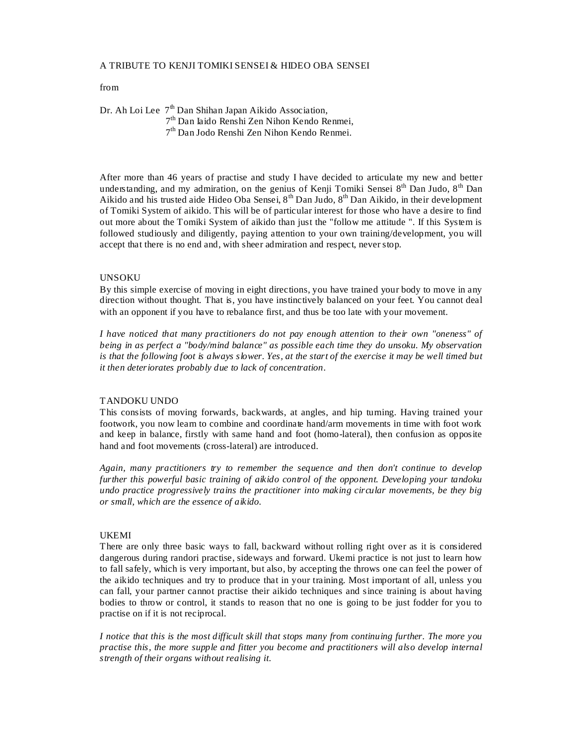A TRIBUTE TO KENJI TOMIKI SENSEI & HIDEO OBA SENSEI

from

Dr. Ah Loi Lee 7th Dan Shihan Japan Aikido Association,
7th Dan Iaido Renshi Zen Nihon Kendo Renmei,
7th Dan Jodo Renshi Zen Nihon Kendo Renmei.

After more than 46 years of practise and study I have decided to articulate my new and better understanding, and my admiration, on the genius of Kenji Tomiki Sensei 8th Dan Judo, 8th Dan Aikido and his trusted aide Hideo Oba Sensei, 8th Dan Judo, 8th Dan Aikido, in their development of Tomiki System of aikido. This will be of particular interest for those who have a desire to find out more about the Tomiki System of aikido than just the "follow me attitude ". If this System is followed studiously and diligently, paying attention to your own training/development, you will accept that there is no end and, with sheer admiration and respect, never stop.

UNSOKU

By this simple exercise of moving in eight directions, you have trained your body to move in any direction without thought. That is, you have instinctively balanced on your feet. You cannot deal with an opponent if you have to rebalance first, and thus be too late with your movement.

*I have noticed that many practitioners do not pay enough attention to their own "oneness" of being in as perfect a "body/mind balance" as possible each time they do unsoku. My observation is that the following foot is always slower. Yes, at the start of the exercise it may be well timed but it then deteriorates probably due to lack of concentration.*

TANDOKU UNDO

This consists of moving forwards, backwards, at angles, and hip turning. Having trained your footwork, you now learn to combine and coordinate hand/arm movements in time with foot work and keep in balance, firstly with same hand and foot (homo-lateral), then confusion as opposite hand and foot movements (cross-lateral) are introduced.

*Again, many practitioners try to remember the sequence and then don't continue to develop further this powerful basic training of aikido control of the opponent. Developing your tandoku undo practice progressively trains the practitioner into making circular movements, be they big or small, which are the essence of aikido.*

UKEMI

There are only three basic ways to fall, backward without rolling right over as it is considered dangerous during randori practise, sideways and forward. Ukemi practice is not just to learn how to fall safely, which is very important, but also, by accepting the throws one can feel the power of the aikido techniques and try to produce that in your training. Most important of all, unless you can fall, your partner cannot practise their aikido techniques and since training is about having bodies to throw or control, it stands to reason that no one is going to be just fodder for you to practise on if it is not reciprocal.

*I notice that this is the most difficult skill that stops many from continuing further. The more you practise this, the more supple and fitter you become and practitioners will also develop internal strength of their organs without realising it.*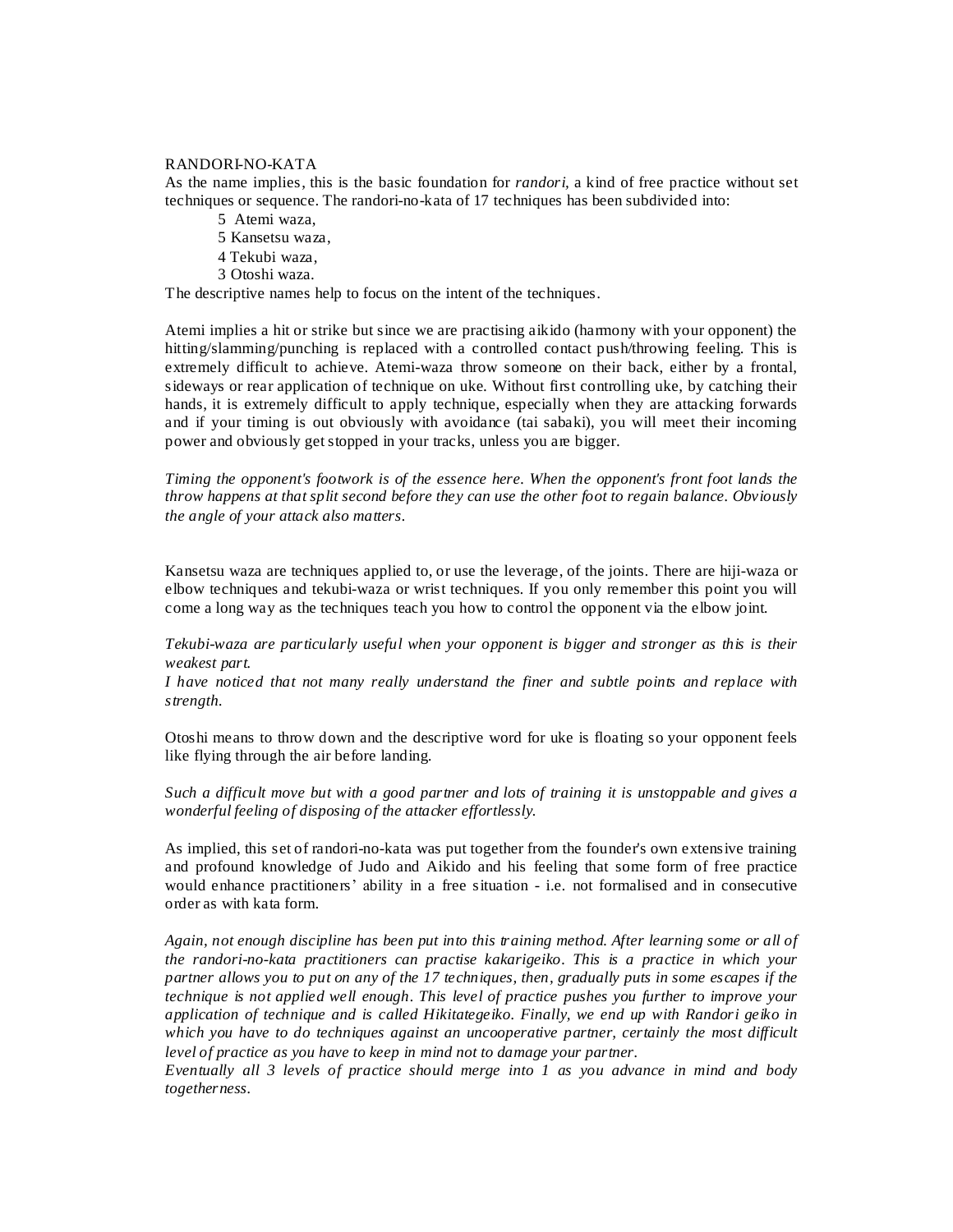RANDORI-NO-KATA

As the name implies, this is the basic foundation for *randori*, a kind of free practice without set techniques or sequence. The randori-no-kata of 17 techniques has been subdivided into:

- 5 Atemi waza,
- 5 Kansetsu waza,
- 4 Tekubi waza,
- 3 Otoshi waza.

The descriptive names help to focus on the intent of the techniques.

Atemi implies a hit or strike but since we are practising aikido (harmony with your opponent) the hitting/slamming/punching is replaced with a controlled contact push/throwing feeling. This is extremely difficult to achieve. Atemi-waza throw someone on their back, either by a frontal, sideways or rear application of technique on uke. Without first controlling uke, by catching their hands, it is extremely difficult to apply technique, especially when they are attacking forwards and if your timing is out obviously with avoidance (tai sabaki), you will meet their incoming power and obviously get stopped in your tracks, unless you are bigger.

*Timing the opponent's footwork is of the essence here. When the opponent's front foot lands the throw happens at that split second before they can use the other foot to regain balance. Obviously the angle of your attack also matters.*

Kansetsu waza are techniques applied to, or use the leverage, of the joints. There are hiji-waza or elbow techniques and tekubi-waza or wrist techniques. If you only remember this point you will come a long way as the techniques teach you how to control the opponent via the elbow joint.

*Tekubi-waza are particularly useful when your opponent is bigger and stronger as this is their weakest part.*
*I have noticed that not many really understand the finer and subtle points and replace with strength.*

Otoshi means to throw down and the descriptive word for uke is floating so your opponent feels like flying through the air before landing.

*Such a difficult move but with a good partner and lots of training it is unstoppable and gives a wonderful feeling of disposing of the attacker effortlessly.*

As implied, this set of randori-no-kata was put together from the founder's own extensive training and profound knowledge of Judo and Aikido and his feeling that some form of free practice would enhance practitioners' ability in a free situation - i.e. not formalised and in consecutive order as with kata form.

*Again, not enough discipline has been put into this training method. After learning some or all of the randori-no-kata practitioners can practise kakarigeiko. This is a practice in which your partner allows you to put on any of the 17 techniques, then, gradually puts in some escapes if the technique is not applied well enough. This level of practice pushes you further to improve your application of technique and is called Hikitategeiko. Finally, we end up with Randori geiko in which you have to do techniques against an uncooperative partner, certainly the most difficult level of practice as you have to keep in mind not to damage your partner.*
*Eventually all 3 levels of practice should merge into 1 as you advance in mind and body togetherness.*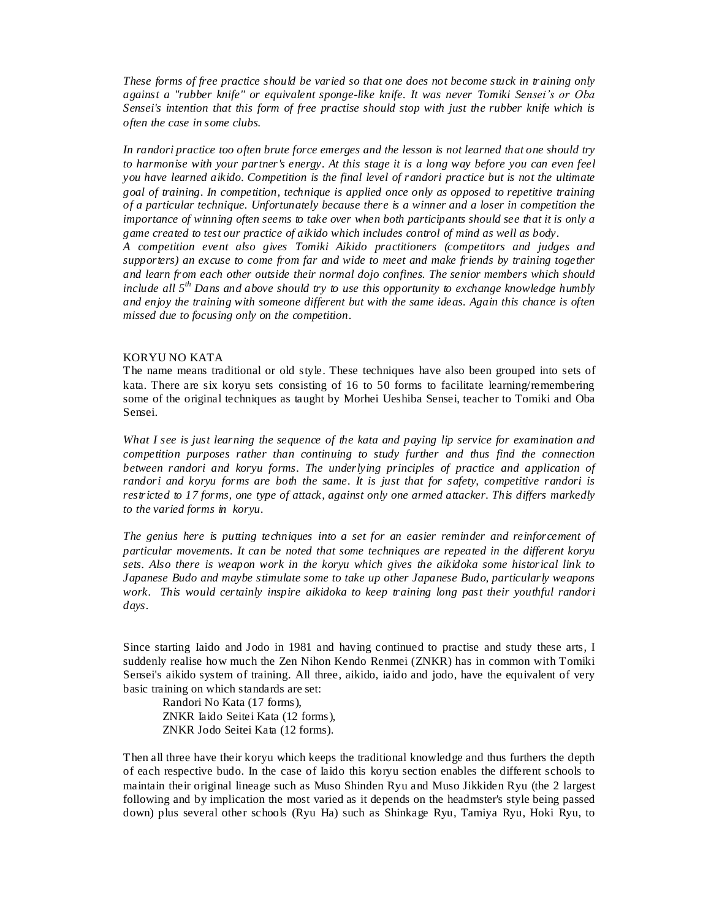*These forms of free practice should be varied so that one does not become stuck in training only against a "rubber knife" or equivalent sponge-like knife. It was never Tomiki Sensei's or Oba Sensei's intention that this form of free practise should stop with just the rubber knife which is often the case in some clubs.*

*In randori practice too often brute force emerges and the lesson is not learned that one should try to harmonise with your partner's energy. At this stage it is a long way before you can even feel you have learned aikido. Competition is the final level of randori practice but is not the ultimate goal of training. In competition, technique is applied once only as opposed to repetitive training of a particular technique. Unfortunately because there is a winner and a loser in competition the importance of winning often seems to take over when both participants should see that it is only a game created to test our practice of aikido which includes control of mind as well as body.*
*A competition event also gives Tomiki Aikido practitioners (competitors and judges and supporters) an excuse to come from far and wide to meet and make friends by training together and learn from each other outside their normal dojo confines. The senior members which should include all 5th Dans and above should try to use this opportunity to exchange knowledge humbly and enjoy the training with someone different but with the same ideas. Again this chance is often missed due to focusing only on the competition.*

KORYU NO KATA
The name means traditional or old style. These techniques have also been grouped into sets of kata. There are six koryu sets consisting of 16 to 50 forms to facilitate learning/remembering some of the original techniques as taught by Morhei Ueshiba Sensei, teacher to Tomiki and Oba Sensei.

*What I see is just learning the sequence of the kata and paying lip service for examination and competition purposes rather than continuing to study further and thus find the connection between randori and koryu forms. The underlying principles of practice and application of randori and koryu forms are both the same. It is just that for safety, competitive randori is restricted to 17 forms, one type of attack, against only one armed attacker. This differs markedly to the varied forms in koryu.*

*The genius here is putting techniques into a set for an easier reminder and reinforcement of particular movements. It can be noted that some techniques are repeated in the different koryu sets. Also there is weapon work in the koryu which gives the aikidoka some historical link to Japanese Budo and maybe stimulate some to take up other Japanese Budo, particularly weapons work. This would certainly inspire aikidoka to keep training long past their youthful randori days.*

Since starting Iaido and Jodo in 1981 and having continued to practise and study these arts, I suddenly realise how much the Zen Nihon Kendo Renmei (ZNKR) has in common with Tomiki Sensei's aikido system of training. All three, aikido, iaido and jodo, have the equivalent of very basic training on which standards are set:

Randori No Kata (17 forms),
ZNKR Iaido Seitei Kata (12 forms),
ZNKR Jodo Seitei Kata (12 forms).

Then all three have their koryu which keeps the traditional knowledge and thus furthers the depth of each respective budo. In the case of Iaido this koryu section enables the different schools to maintain their original lineage such as Muso Shinden Ryu and Muso Jikkiden Ryu (the 2 largest following and by implication the most varied as it depends on the headmster's style being passed down) plus several other schools (Ryu Ha) such as Shinkage Ryu, Tamiya Ryu, Hoki Ryu, to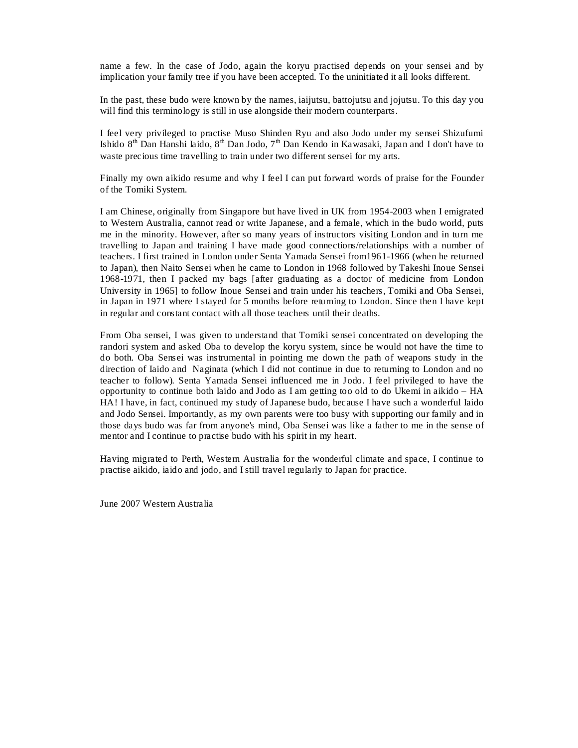name a few. In the case of Jodo, again the koryu practised depends on your sensei and by implication your family tree if you have been accepted. To the uninitiated it all looks different.

In the past, these budo were known by the names, iaijutsu, battojutsu and jojutsu. To this day you will find this terminology is still in use alongside their modern counterparts.

I feel very privileged to practise Muso Shinden Ryu and also Jodo under my sensei Shizufumi Ishido 8th Dan Hanshi Iaido, 8th Dan Jodo, 7th Dan Kendo in Kawasaki, Japan and I don't have to waste precious time travelling to train under two different sensei for my arts.

Finally my own aikido resume and why I feel I can put forward words of praise for the Founder of the Tomiki System.

I am Chinese, originally from Singapore but have lived in UK from 1954-2003 when I emigrated to Western Australia, cannot read or write Japanese, and a female, which in the budo world, puts me in the minority. However, after so many years of instructors visiting London and in turn me travelling to Japan and training I have made good connections/relationships with a number of teachers. I first trained in London under Senta Yamada Sensei from1961-1966 (when he returned to Japan), then Naito Sensei when he came to London in 1968 followed by Takeshi Inoue Sensei 1968-1971, then I packed my bags [after graduating as a doctor of medicine from London University in 1965] to follow Inoue Sensei and train under his teachers, Tomiki and Oba Sensei, in Japan in 1971 where I stayed for 5 months before returning to London. Since then I have kept in regular and constant contact with all those teachers until their deaths.

From Oba sensei, I was given to understand that Tomiki sensei concentrated on developing the randori system and asked Oba to develop the koryu system, since he would not have the time to do both. Oba Sensei was instrumental in pointing me down the path of weapons study in the direction of Iaido and Naginata (which I did not continue in due to returning to London and no teacher to follow). Senta Yamada Sensei influenced me in Jodo. I feel privileged to have the opportunity to continue both Iaido and Jodo as I am getting too old to do Ukemi in aikido – HA HA! I have, in fact, continued my study of Japanese budo, because I have such a wonderful Iaido and Jodo Sensei. Importantly, as my own parents were too busy with supporting our family and in those days budo was far from anyone's mind, Oba Sensei was like a father to me in the sense of mentor and I continue to practise budo with his spirit in my heart.

Having migrated to Perth, Western Australia for the wonderful climate and space, I continue to practise aikido, iaido and jodo, and I still travel regularly to Japan for practice.

June 2007 Western Australia